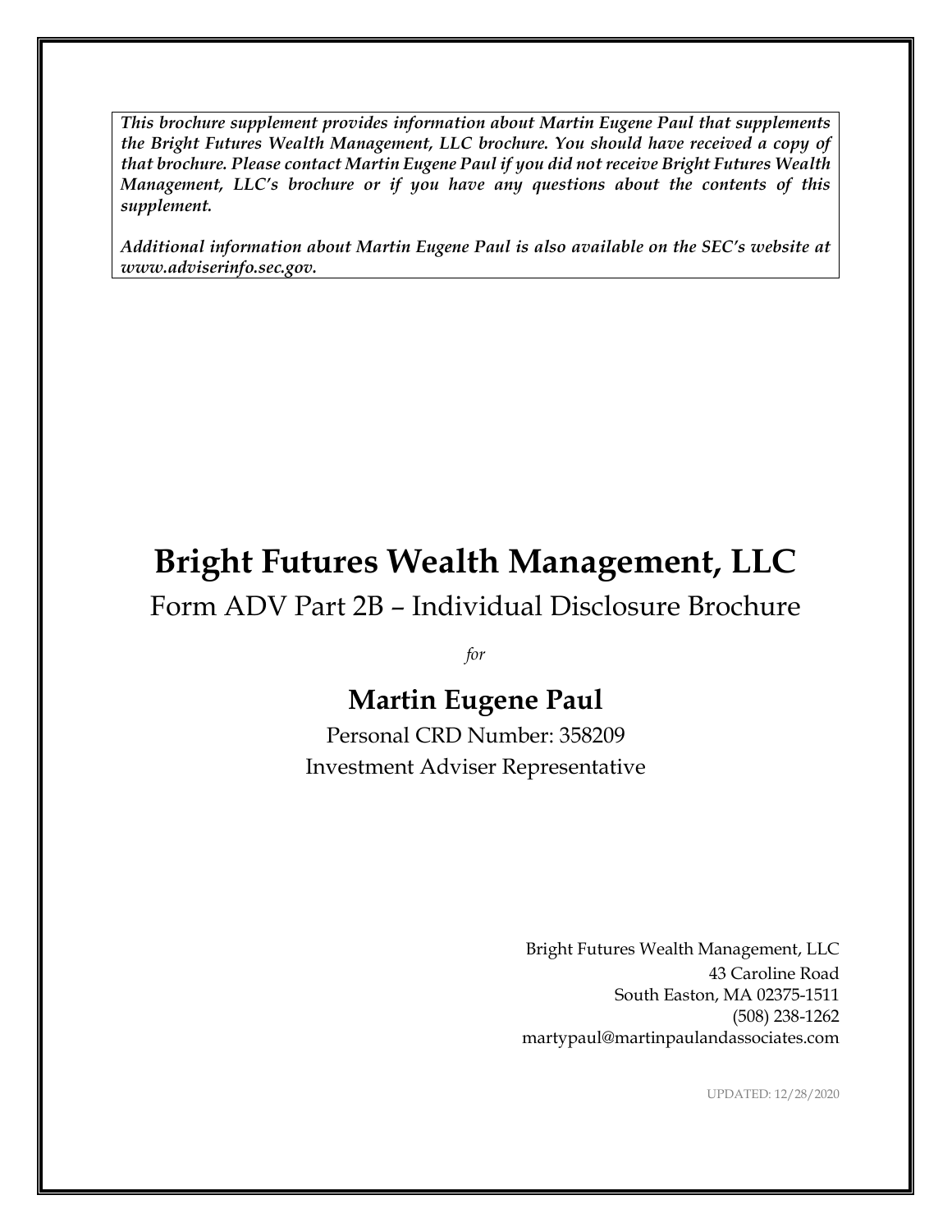***This brochure supplement provides information about Martin Eugene Paul that supplements the Bright Futures Wealth Management, LLC brochure. You should have received a copy of that brochure. Please contact Martin Eugene Paul if you did not receive Bright Futures Wealth Management, LLC's brochure or if you have any questions about the contents of this supplement.***

***Additional information about Martin Eugene Paul is also available on the SEC's website at www.adviserinfo.sec.gov.***

# Bright Futures Wealth Management, LLC

Form ADV Part 2B – Individual Disclosure Brochure

*for*

## Martin Eugene Paul

Personal CRD Number: 358209

Investment Adviser Representative

Bright Futures Wealth Management, LLC
43 Caroline Road
South Easton, MA 02375-1511
(508) 238-1262
martypaul@martinpaulandassociates.com

UPDATED: 12/28/2020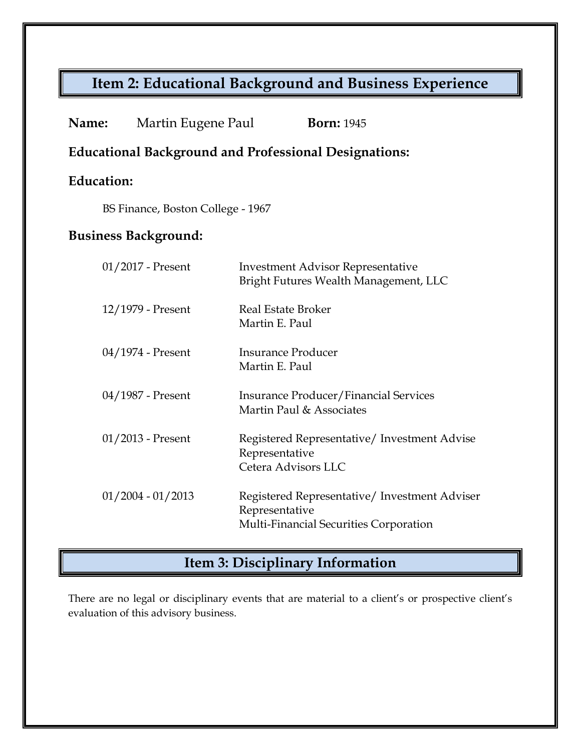## Item 2: Educational Background and Business Experience

**Name:** Martin Eugene Paul **Born:** 1945

**Educational Background and Professional Designations:**

**Education:**

BS Finance, Boston College - 1967

**Business Background:**

| | |
|---|---|
| 01/2017 - Present | Investment Advisor Representative<br>Bright Futures Wealth Management, LLC |
| 12/1979 - Present | Real Estate Broker<br>Martin E. Paul |
| 04/1974 - Present | Insurance Producer<br>Martin E. Paul |
| 04/1987 - Present | Insurance Producer/Financial Services<br>Martin Paul & Associates |
| 01/2013 - Present | Registered Representative/ Investment Advise Representative<br>Cetera Advisors LLC |
| 01/2004 - 01/2013 | Registered Representative/ Investment Adviser Representative<br>Multi-Financial Securities Corporation |

## Item 3: Disciplinary Information

There are no legal or disciplinary events that are material to a client's or prospective client's evaluation of this advisory business.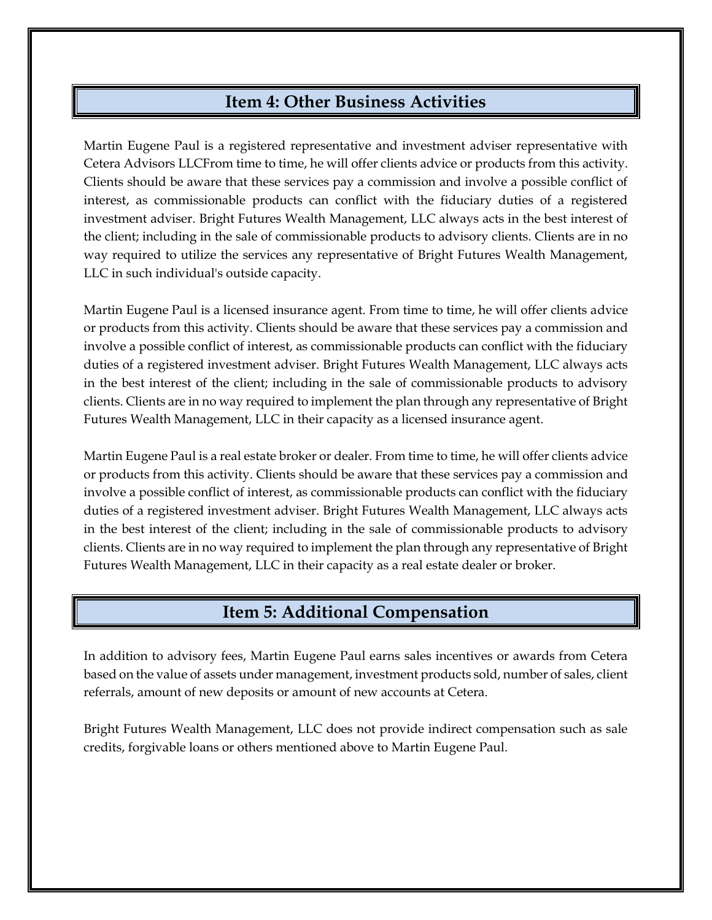## Item 4: Other Business Activities

Martin Eugene Paul is a registered representative and investment adviser representative with Cetera Advisors LLCFrom time to time, he will offer clients advice or products from this activity. Clients should be aware that these services pay a commission and involve a possible conflict of interest, as commissionable products can conflict with the fiduciary duties of a registered investment adviser. Bright Futures Wealth Management, LLC always acts in the best interest of the client; including in the sale of commissionable products to advisory clients. Clients are in no way required to utilize the services any representative of Bright Futures Wealth Management, LLC in such individual's outside capacity.

Martin Eugene Paul is a licensed insurance agent. From time to time, he will offer clients advice or products from this activity. Clients should be aware that these services pay a commission and involve a possible conflict of interest, as commissionable products can conflict with the fiduciary duties of a registered investment adviser. Bright Futures Wealth Management, LLC always acts in the best interest of the client; including in the sale of commissionable products to advisory clients. Clients are in no way required to implement the plan through any representative of Bright Futures Wealth Management, LLC in their capacity as a licensed insurance agent.

Martin Eugene Paul is a real estate broker or dealer. From time to time, he will offer clients advice or products from this activity. Clients should be aware that these services pay a commission and involve a possible conflict of interest, as commissionable products can conflict with the fiduciary duties of a registered investment adviser. Bright Futures Wealth Management, LLC always acts in the best interest of the client; including in the sale of commissionable products to advisory clients. Clients are in no way required to implement the plan through any representative of Bright Futures Wealth Management, LLC in their capacity as a real estate dealer or broker.

## Item 5: Additional Compensation

In addition to advisory fees, Martin Eugene Paul earns sales incentives or awards from Cetera based on the value of assets under management, investment products sold, number of sales, client referrals, amount of new deposits or amount of new accounts at Cetera.

Bright Futures Wealth Management, LLC does not provide indirect compensation such as sale credits, forgivable loans or others mentioned above to Martin Eugene Paul.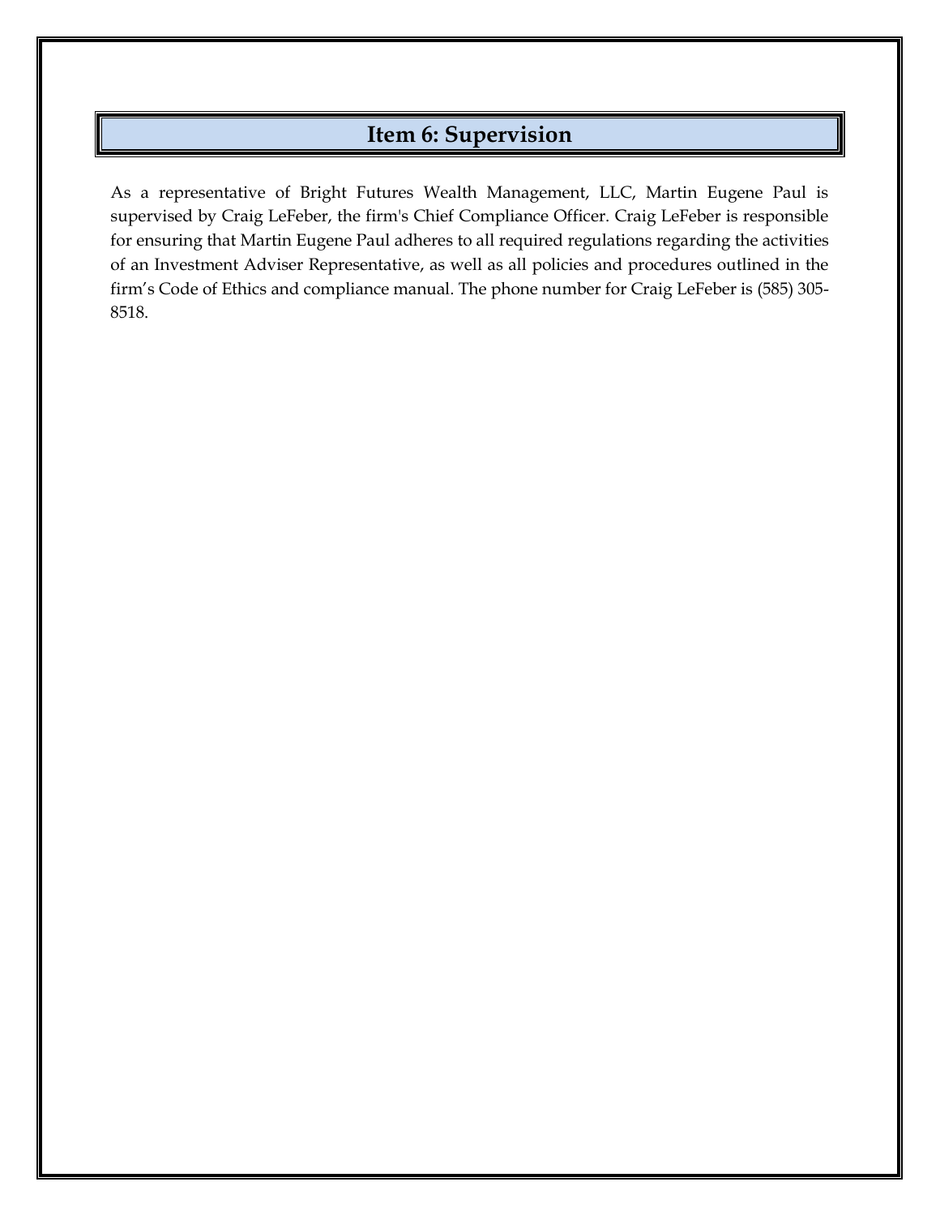## Item 6: Supervision

As a representative of Bright Futures Wealth Management, LLC, Martin Eugene Paul is supervised by Craig LeFeber, the firm's Chief Compliance Officer. Craig LeFeber is responsible for ensuring that Martin Eugene Paul adheres to all required regulations regarding the activities of an Investment Adviser Representative, as well as all policies and procedures outlined in the firm's Code of Ethics and compliance manual. The phone number for Craig LeFeber is (585) 305-8518.